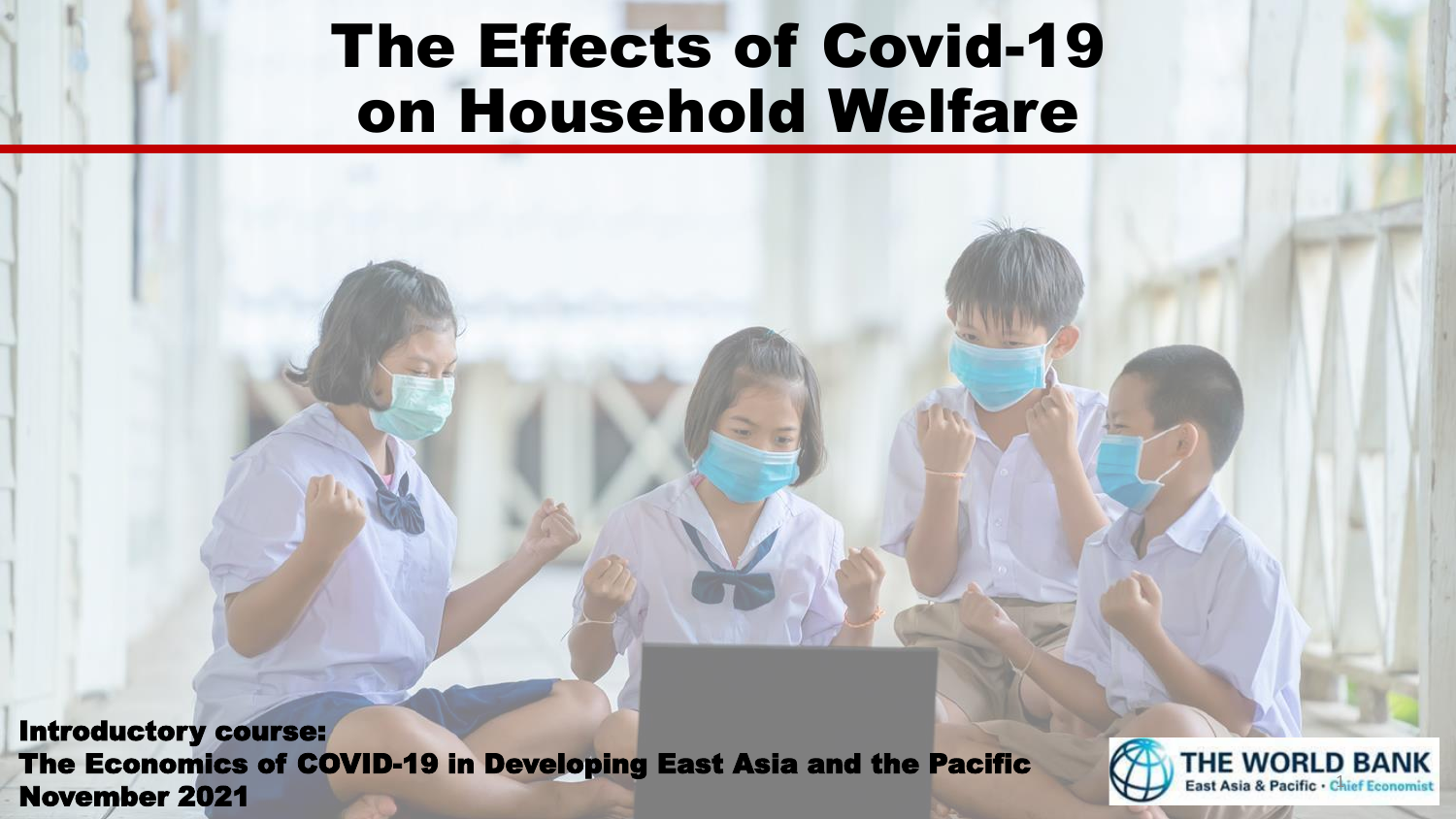# The Effects of Covid-19 on Household Welfare

**Introductory course:**
**The Economics of COVID-19 in Developing East Asia and the Pacific**
**November 2021**

THE WORLD BANK
East Asia & Pacific · Chief Economist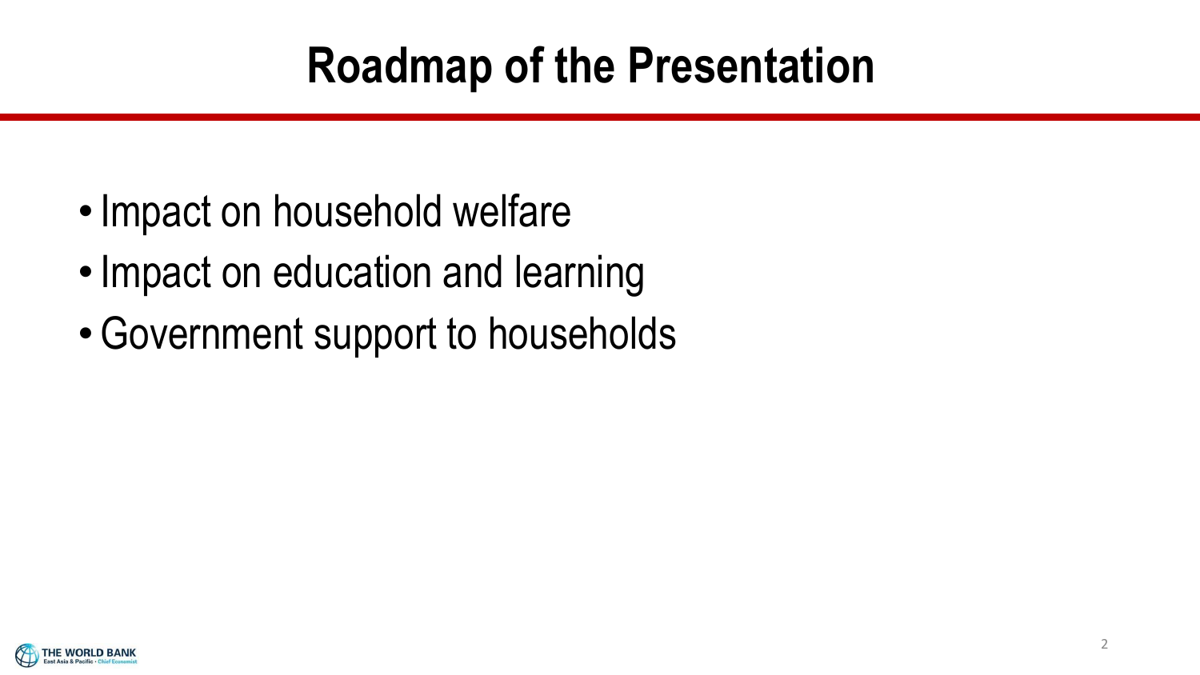# Roadmap of the Presentation

- Impact on household welfare
- Impact on education and learning
- Government support to households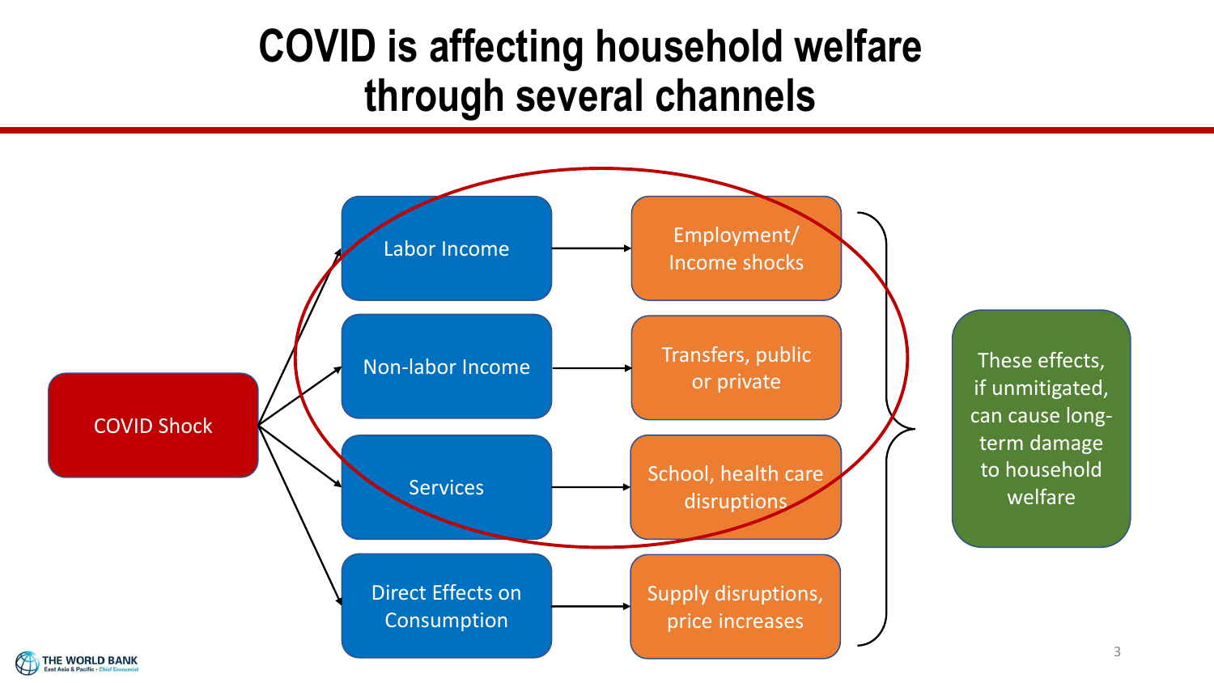# COVID is affecting household welfare through several channels

COVID Shock

- Labor Income → Employment/ Income shocks
- Non-labor Income → Transfers, public or private
- Services → School, health care disruptions
- Direct Effects on Consumption → Supply disruptions, price increases

These effects, if unmitigated, can cause long-term damage to household welfare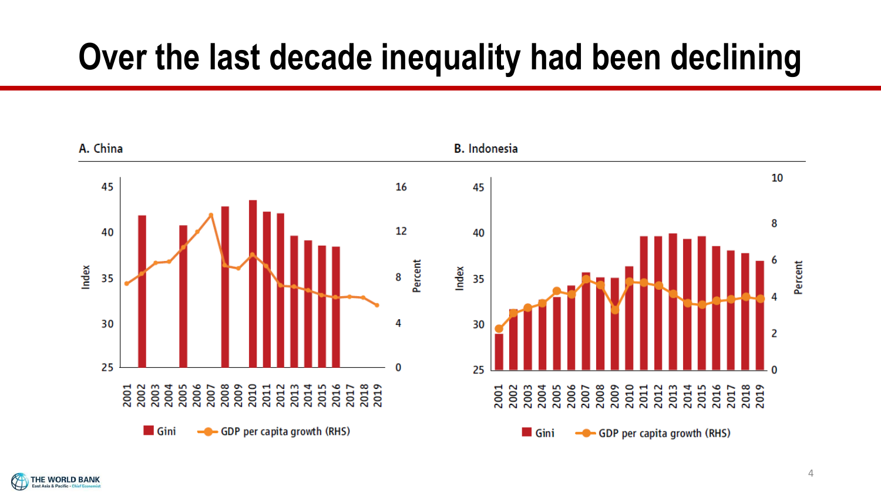# Over the last decade inequality had been declining

A. China

B. Indonesia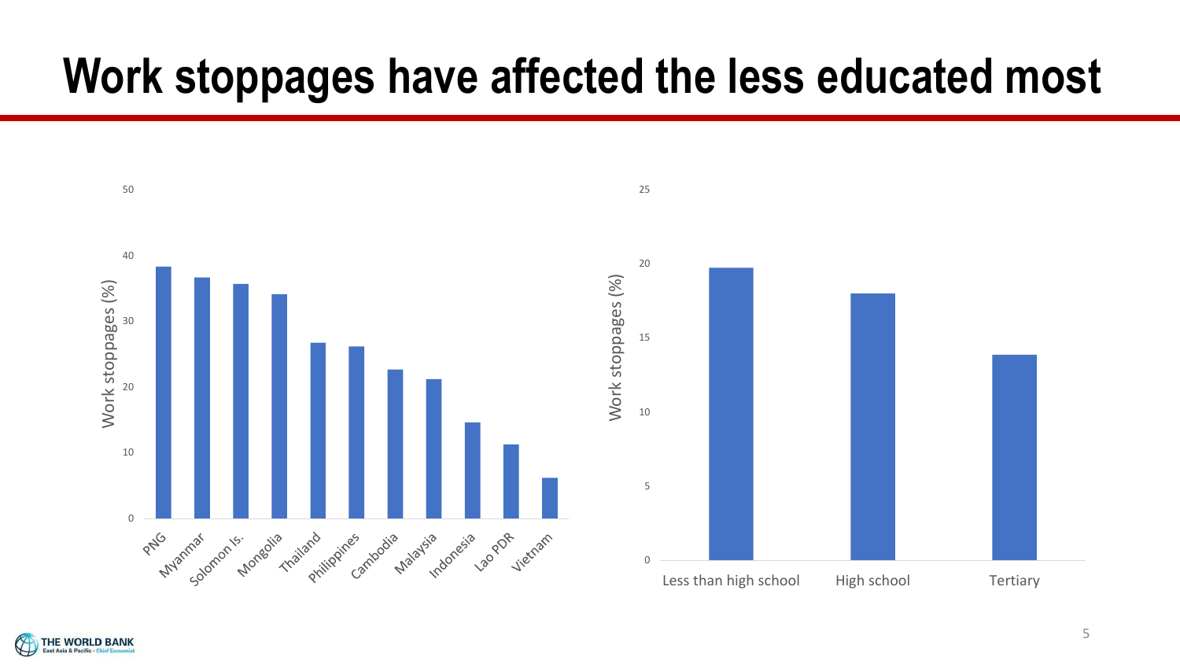# Work stoppages have affected the less educated most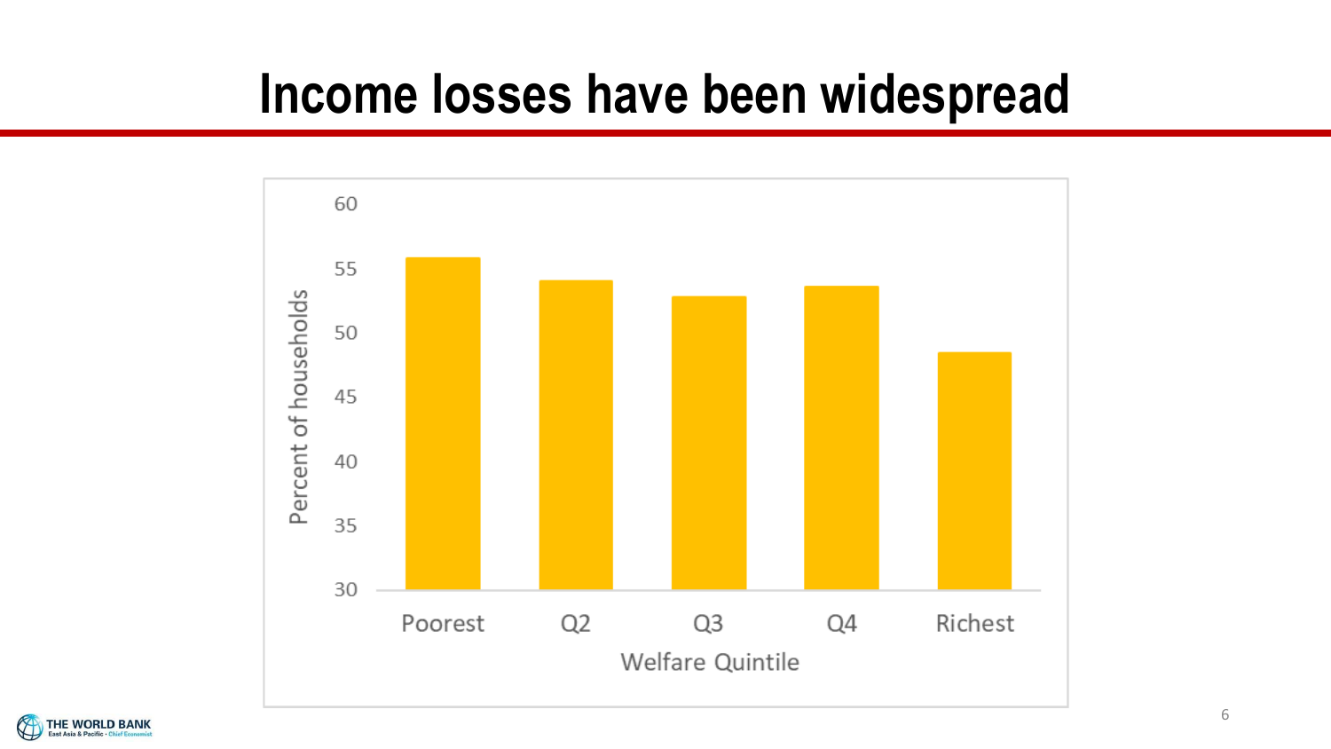# Income losses have been widespread

| Welfare Quintile | Percent of households |
| --- | --- |
| Poorest | ~56 |
| Q2 | ~54 |
| Q3 | ~53 |
| Q4 | ~54 |
| Richest | ~48.5 |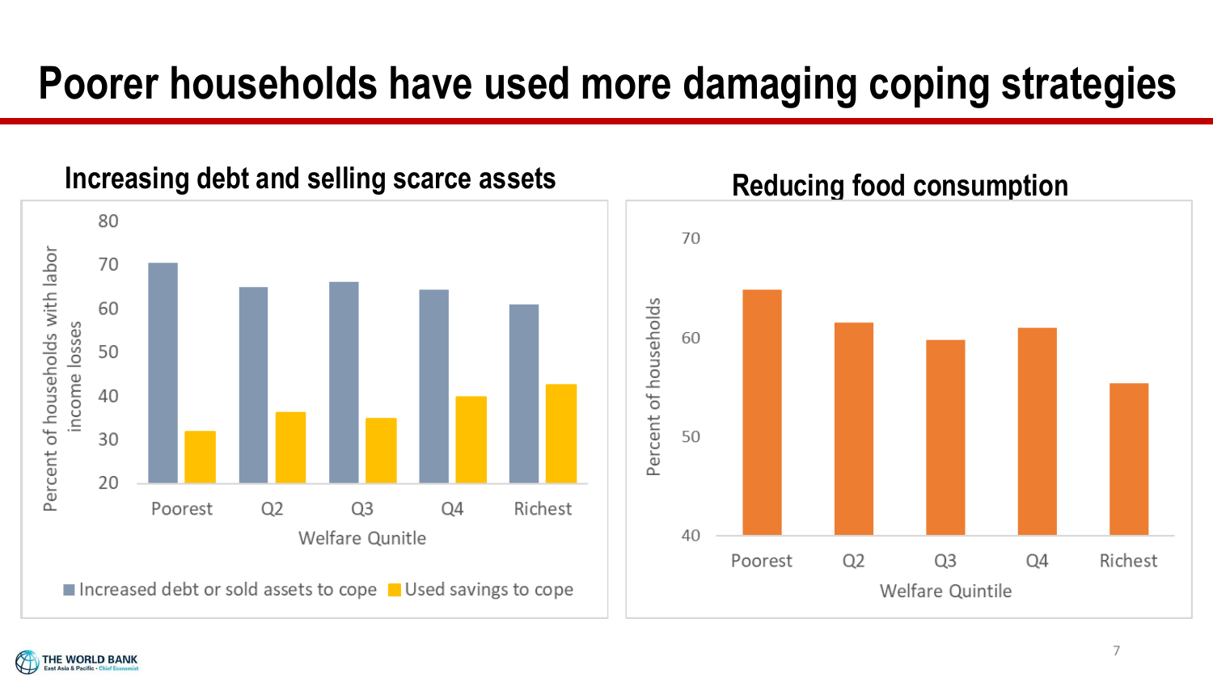# Poorer households have used more damaging coping strategies

## Increasing debt and selling scarce assets

Percent of households with labor income losses

Welfare Qunitle

Poorest, Q2, Q3, Q4, Richest

■ Increased debt or sold assets to cope ■ Used savings to cope

## Reducing food consumption

Percent of households

Welfare Quintile

Poorest, Q2, Q3, Q4, Richest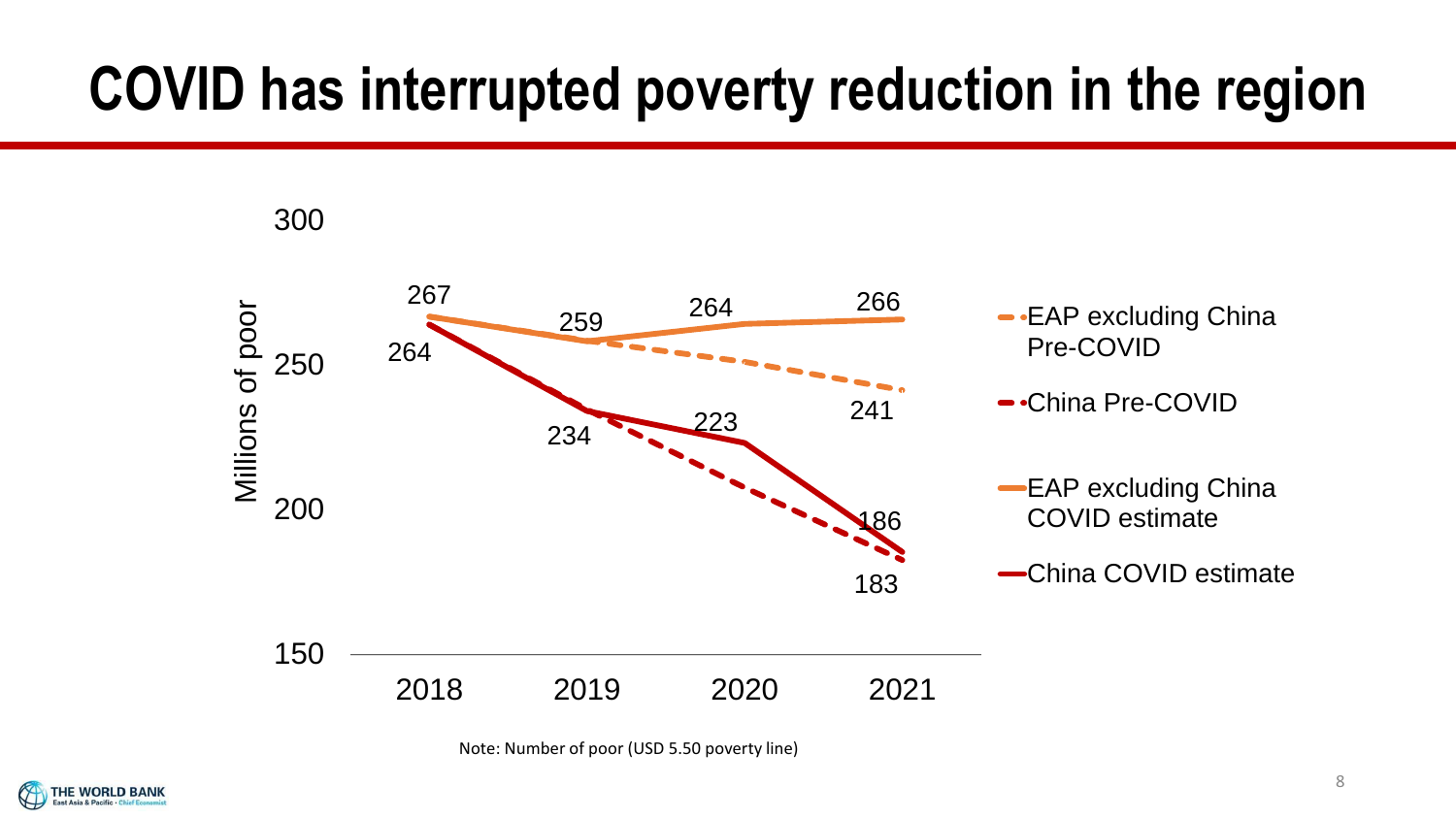# COVID has interrupted poverty reduction in the region

Millions of poor

| Series | 2018 | 2019 | 2020 | 2021 |
|---|---|---|---|---|
| EAP excluding China Pre-COVID | 267 | 259 | | 241 |
| China Pre-COVID | 264 | 234 | | 183 |
| EAP excluding China COVID estimate | 267 | 259 | 264 | 266 |
| China COVID estimate | 264 | 234 | 223 | 186 |

Note: Number of poor (USD 5.50 poverty line)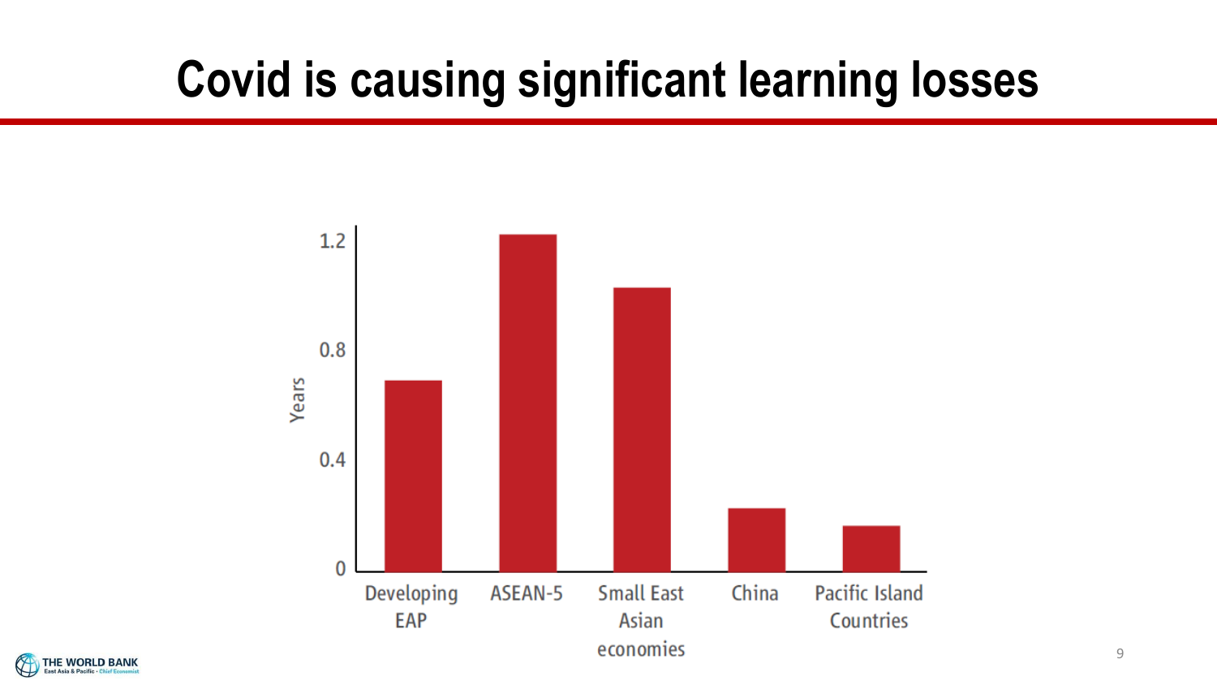# Covid is causing significant learning losses

| | Years |
|---|---|
| Developing EAP | ~0.7 |
| ASEAN-5 | ~1.24 |
| Small East Asian economies | ~1.04 |
| China | ~0.23 |
| Pacific Island Countries | ~0.17 |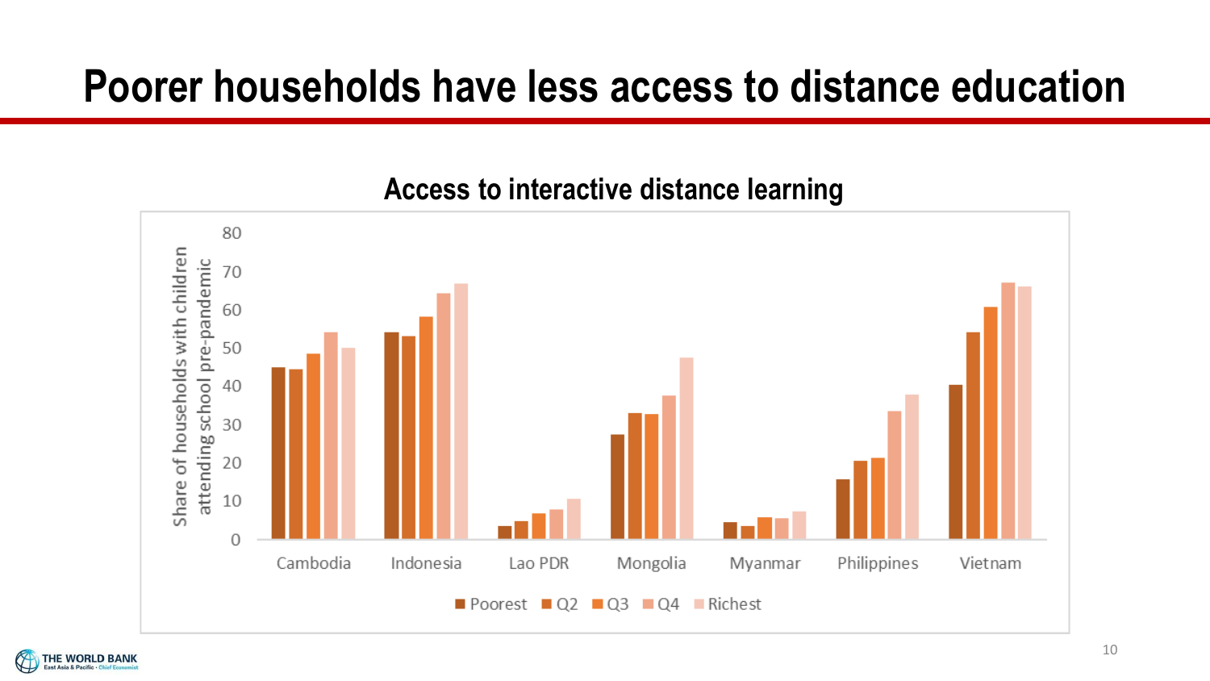# Poorer households have less access to distance education

**Access to interactive distance learning**

Share of households with children attending school pre-pandemic

Cambodia, Indonesia, Lao PDR, Mongolia, Myanmar, Philippines, Vietnam

Poorest, Q2, Q3, Q4, Richest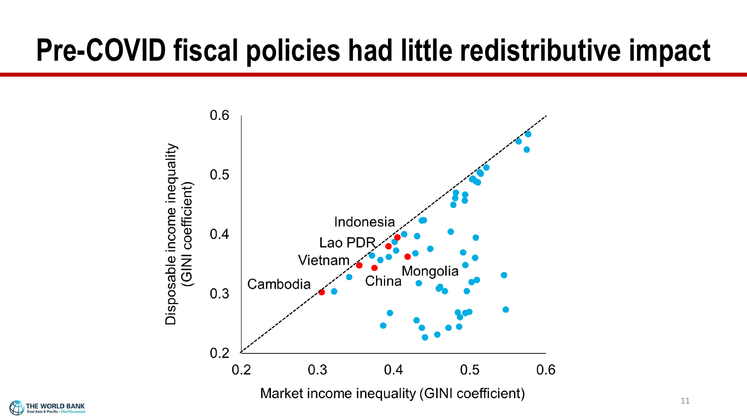# Pre-COVID fiscal policies had little redistributive impact

Disposable income inequality (GINI coefficient)

Market income inequality (GINI coefficient)

Indonesia

Lao PDR

Vietnam

Cambodia

China

Mongolia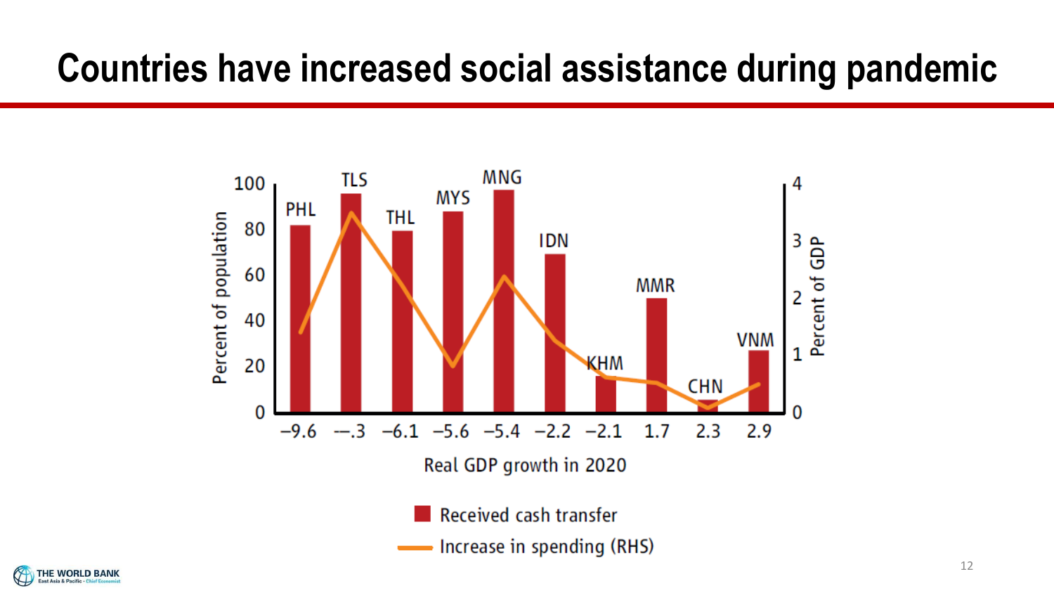# Countries have increased social assistance during pandemic

| Real GDP growth in 2020 | Country | Received cash transfer (Percent of population) | Increase in spending (RHS, Percent of GDP) |
|---|---|---|---|
| −9.6 | PHL | | |
| --.3 | TLS | | |
| −6.1 | THL | | |
| −5.6 | MYS | | |
| −5.4 | MNG | | |
| −2.2 | IDN | | |
| −2.1 | KHM | | |
| 1.7 | MMR | | |
| 2.3 | CHN | | |
| 2.9 | VNM | | |

Legend: Received cash transfer; Increase in spending (RHS)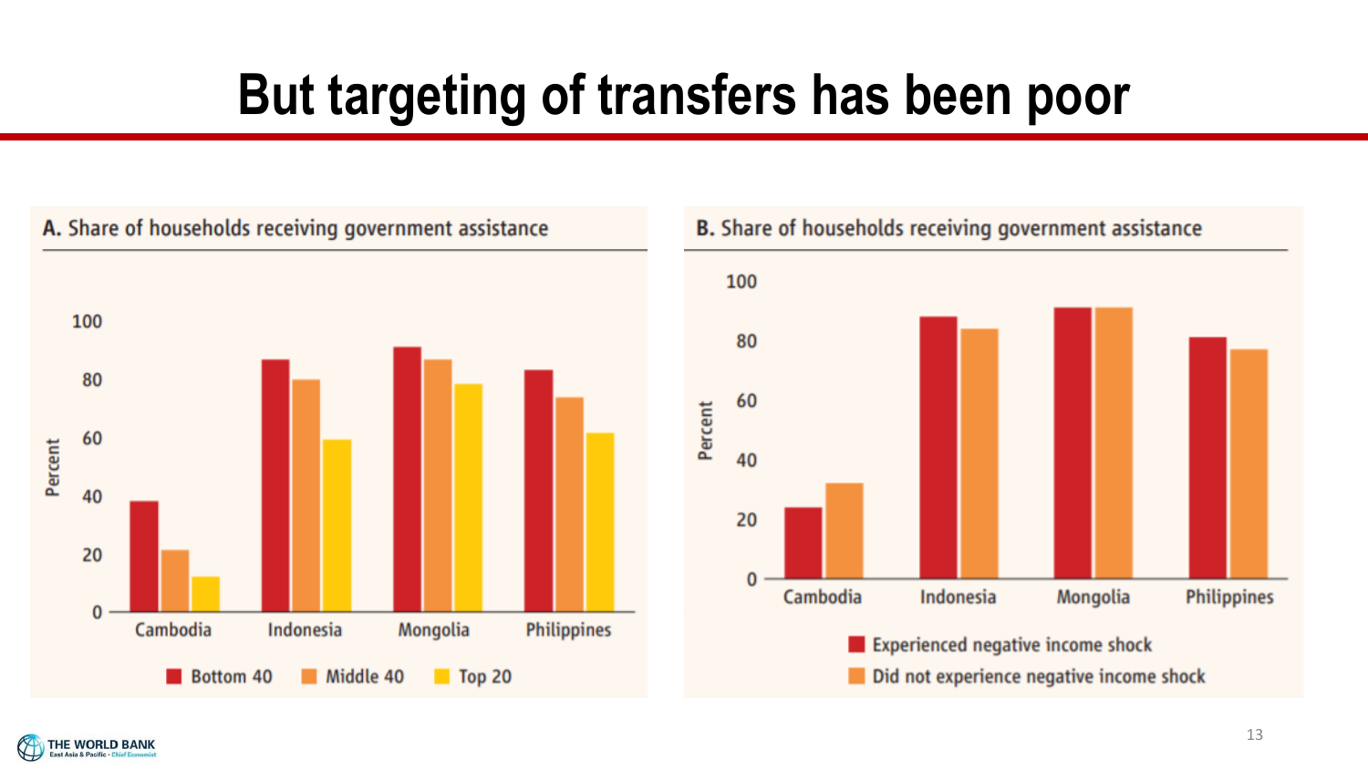# But targeting of transfers has been poor

**A. Share of households receiving government assistance**

Percent

100, 80, 60, 40, 20, 0

Cambodia, Indonesia, Mongolia, Philippines

Bottom 40 · Middle 40 · Top 20

**B. Share of households receiving government assistance**

Percent

100, 80, 60, 40, 20, 0

Cambodia, Indonesia, Mongolia, Philippines

Experienced negative income shock

Did not experience negative income shock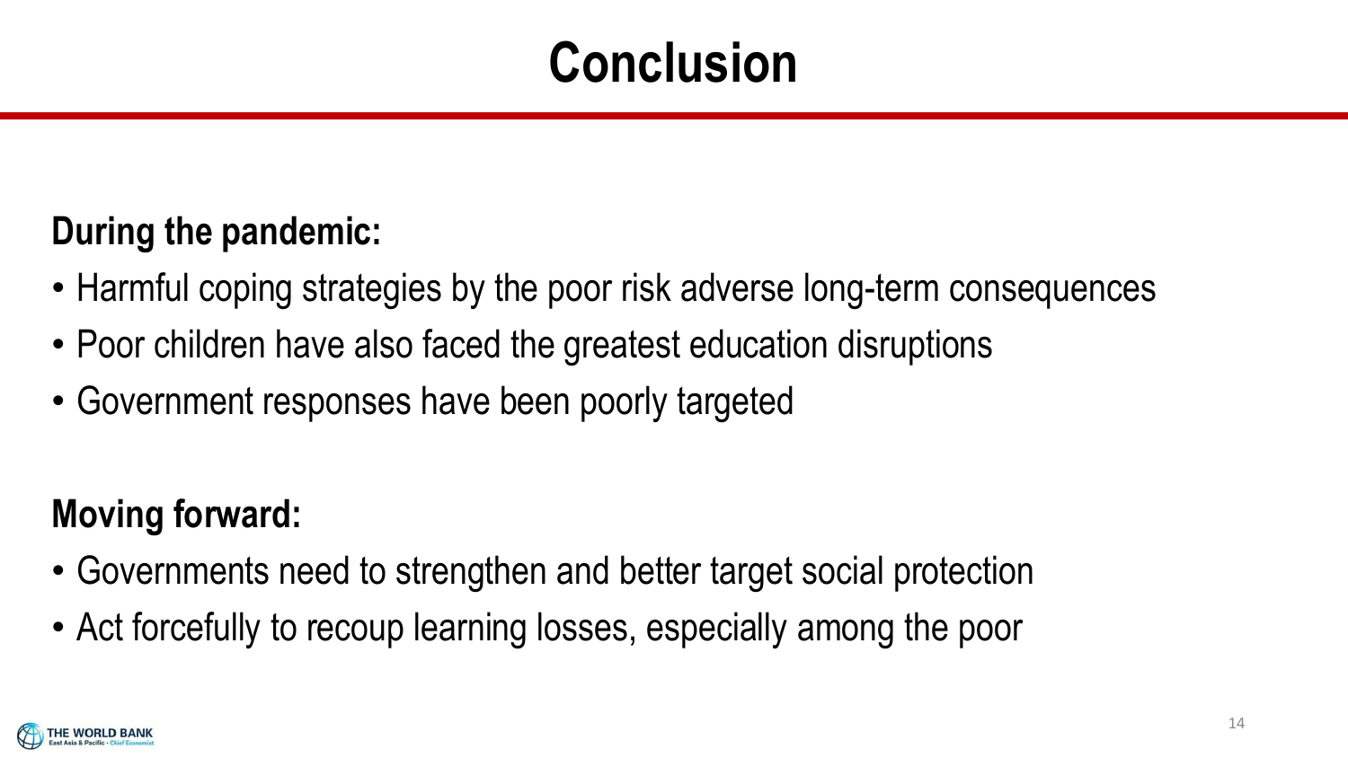# Conclusion

**During the pandemic:**

- Harmful coping strategies by the poor risk adverse long-term consequences
- Poor children have also faced the greatest education disruptions
- Government responses have been poorly targeted

**Moving forward:**

- Governments need to strengthen and better target social protection
- Act forcefully to recoup learning losses, especially among the poor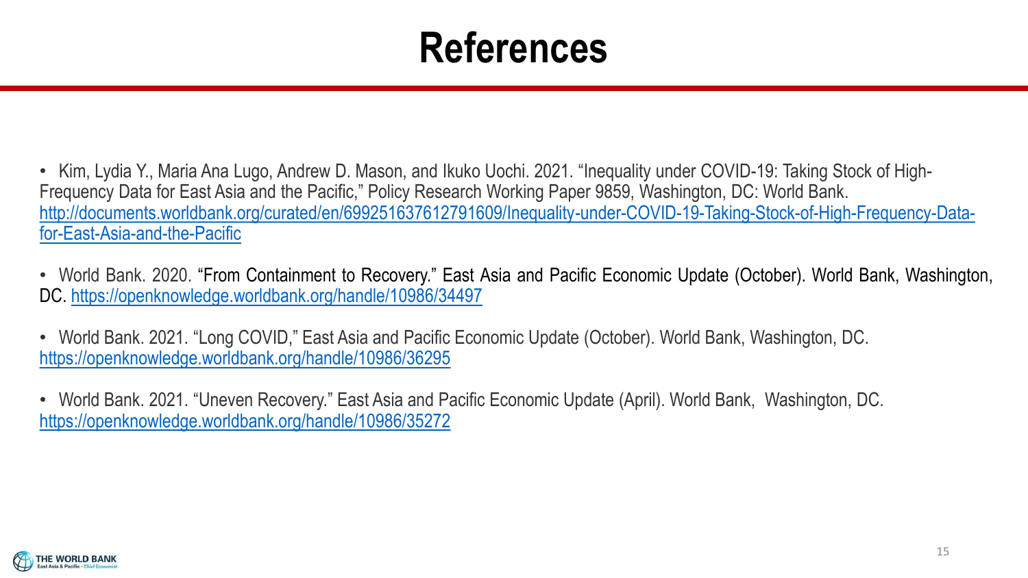# References

- Kim, Lydia Y., Maria Ana Lugo, Andrew D. Mason, and Ikuko Uochi. 2021. "Inequality under COVID-19: Taking Stock of High-Frequency Data for East Asia and the Pacific," Policy Research Working Paper 9859, Washington, DC: World Bank. http://documents.worldbank.org/curated/en/699251637612791609/Inequality-under-COVID-19-Taking-Stock-of-High-Frequency-Data-for-East-Asia-and-the-Pacific

- World Bank. 2020. "From Containment to Recovery." East Asia and Pacific Economic Update (October). World Bank, Washington, DC. https://openknowledge.worldbank.org/handle/10986/34497

- World Bank. 2021. "Long COVID," East Asia and Pacific Economic Update (October). World Bank, Washington, DC. https://openknowledge.worldbank.org/handle/10986/36295

- World Bank. 2021. "Uneven Recovery." East Asia and Pacific Economic Update (April). World Bank, Washington, DC. https://openknowledge.worldbank.org/handle/10986/35272